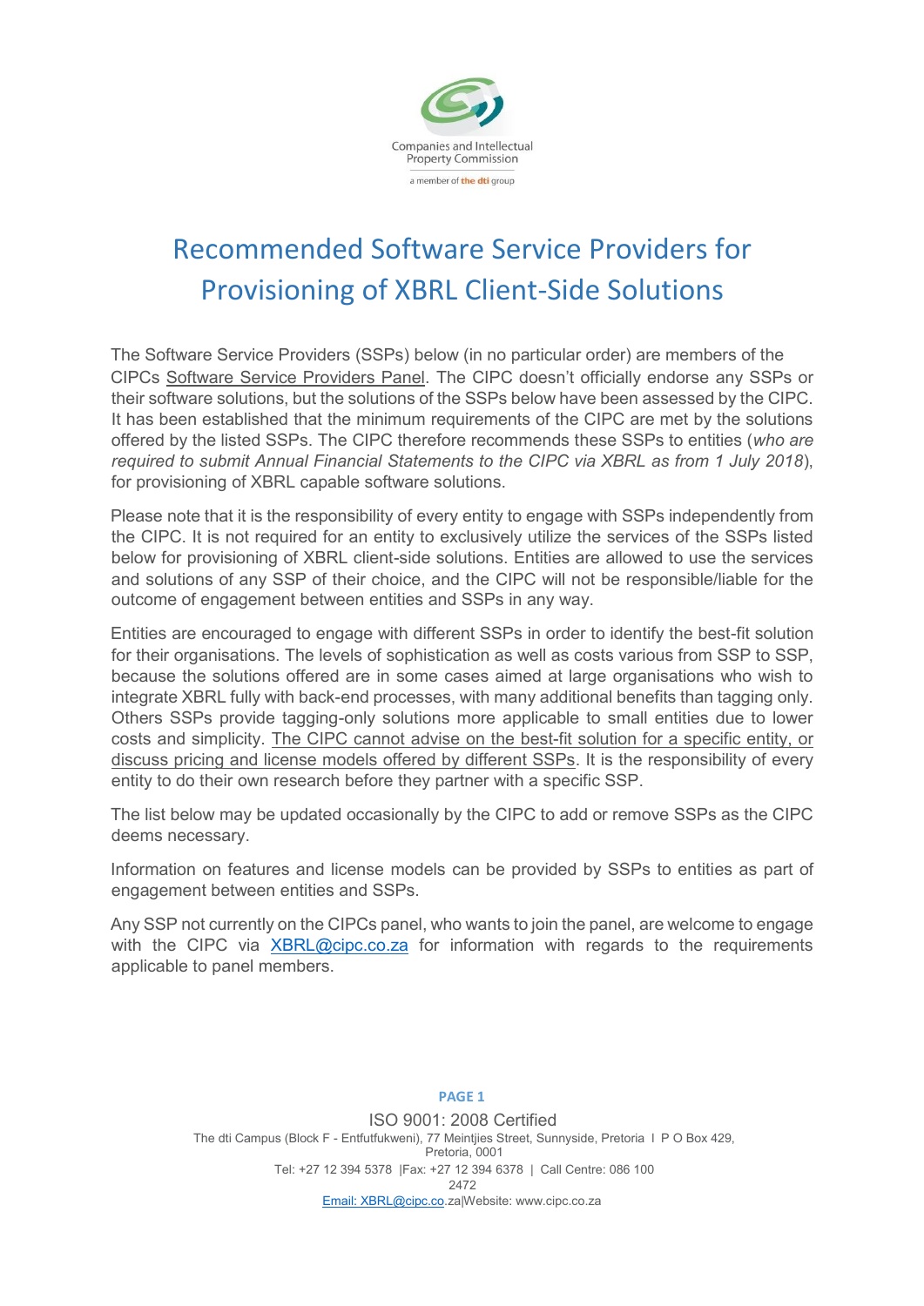Companies and Intellectual Property Commission

a member of the dti group

# Recommended Software Service Providers for Provisioning of XBRL Client-Side Solutions

The Software Service Providers (SSPs) below (in no particular order) are members of the CIPCs Software Service Providers Panel. The CIPC doesn't officially endorse any SSPs or their software solutions, but the solutions of the SSPs below have been assessed by the CIPC. It has been established that the minimum requirements of the CIPC are met by the solutions offered by the listed SSPs. The CIPC therefore recommends these SSPs to entities (*who are required to submit Annual Financial Statements to the CIPC via XBRL as from 1 July 2018*), for provisioning of XBRL capable software solutions.

Please note that it is the responsibility of every entity to engage with SSPs independently from the CIPC. It is not required for an entity to exclusively utilize the services of the SSPs listed below for provisioning of XBRL client-side solutions. Entities are allowed to use the services and solutions of any SSP of their choice, and the CIPC will not be responsible/liable for the outcome of engagement between entities and SSPs in any way.

Entities are encouraged to engage with different SSPs in order to identify the best-fit solution for their organisations. The levels of sophistication as well as costs various from SSP to SSP, because the solutions offered are in some cases aimed at large organisations who wish to integrate XBRL fully with back-end processes, with many additional benefits than tagging only. Others SSPs provide tagging-only solutions more applicable to small entities due to lower costs and simplicity. The CIPC cannot advise on the best-fit solution for a specific entity, or discuss pricing and license models offered by different SSPs. It is the responsibility of every entity to do their own research before they partner with a specific SSP.

The list below may be updated occasionally by the CIPC to add or remove SSPs as the CIPC deems necessary.

Information on features and license models can be provided by SSPs to entities as part of engagement between entities and SSPs.

Any SSP not currently on the CIPCs panel, who wants to join the panel, are welcome to engage with the CIPC via XBRL@cipc.co.za for information with regards to the requirements applicable to panel members.

ISO 9001: 2008 Certified

The dti Campus (Block F - Entfutfukweni), 77 Meintjies Street, Sunnyside, Pretoria I P O Box 429, Pretoria, 0001

Tel: +27 12 394 5378 |Fax: +27 12 394 6378 | Call Centre: 086 100 2472

Email: XBRL@cipc.co.za|Website: www.cipc.co.za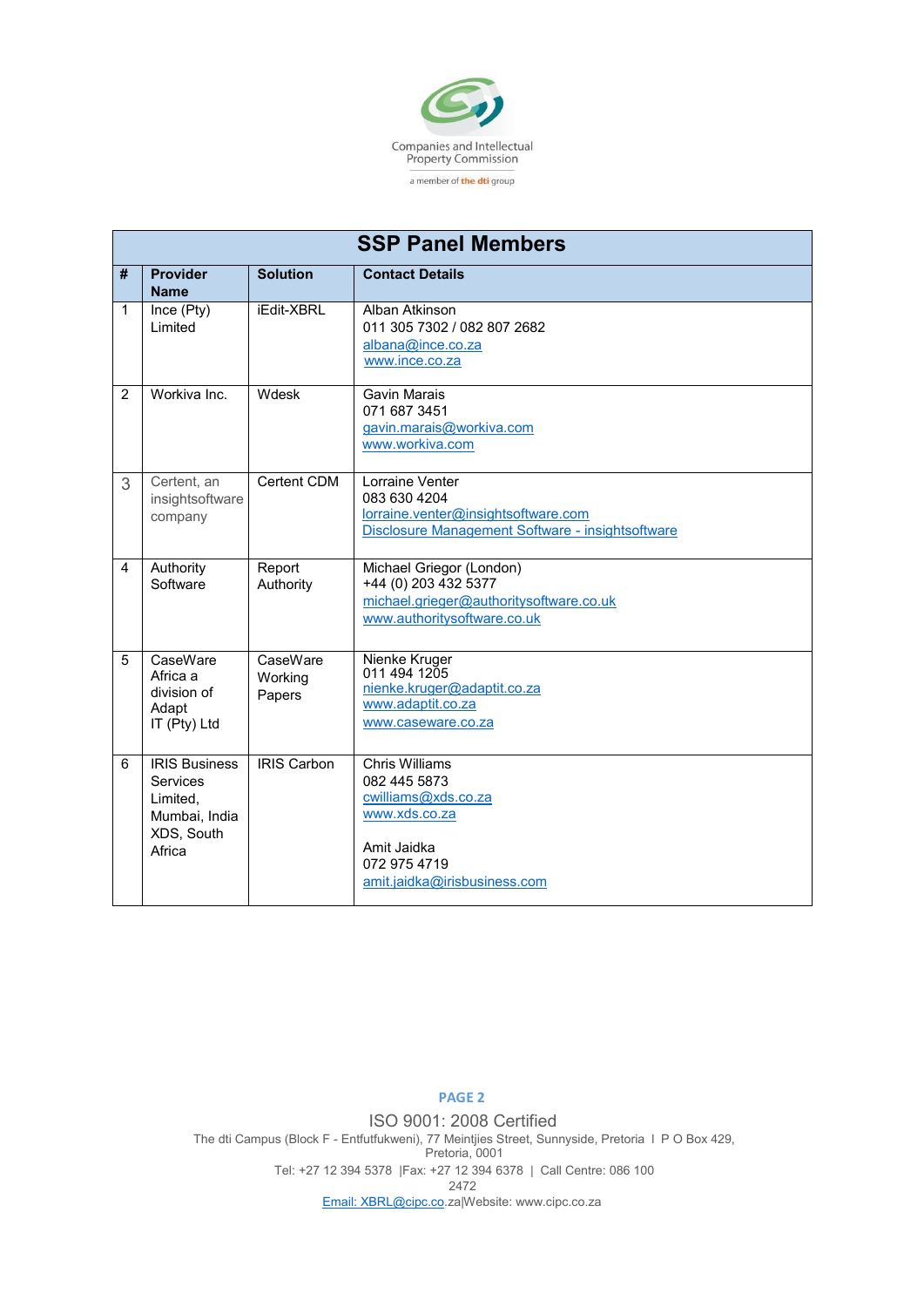Companies and Intellectual Property Commission

a member of the dti group

| SSP Panel Members | | | |
|---|---|---|---|
| **#** | **Provider Name** | **Solution** | **Contact Details** |
| 1 | Ince (Pty) Limited | iEdit-XBRL | Alban Atkinson<br>011 305 7302 / 082 807 2682<br>albana@ince.co.za<br>www.ince.co.za |
| 2 | Workiva Inc. | Wdesk | Gavin Marais<br>071 687 3451<br>gavin.marais@workiva.com<br>www.workiva.com |
| 3 | Certent, an insightsoftware company | Certent CDM | Lorraine Venter<br>083 630 4204<br>lorraine.venter@insightsoftware.com<br>Disclosure Management Software - insightsoftware |
| 4 | Authority Software | Report Authority | Michael Griegor (London)<br>+44 (0) 203 432 5377<br>michael.grieger@authoritysoftware.co.uk<br>www.authoritysoftware.co.uk |
| 5 | CaseWare Africa a division of Adapt IT (Pty) Ltd | CaseWare Working Papers | Nienke Kruger<br>011 494 1205<br>nienke.kruger@adaptit.co.za<br>www.adaptit.co.za<br>www.caseware.co.za |
| 6 | IRIS Business Services Limited, Mumbai, India XDS, South Africa | IRIS Carbon | Chris Williams<br>082 445 5873<br>cwilliams@xds.co.za<br>www.xds.co.za<br><br>Amit Jaidka<br>072 975 4719<br>amit.jaidka@irisbusiness.com |

ISO 9001: 2008 Certified

The dti Campus (Block F - Entfutfukweni), 77 Meintjies Street, Sunnyside, Pretoria I P O Box 429, Pretoria, 0001

Tel: +27 12 394 5378 |Fax: +27 12 394 6378 | Call Centre: 086 100 2472

Email: XBRL@cipc.co.za|Website: www.cipc.co.za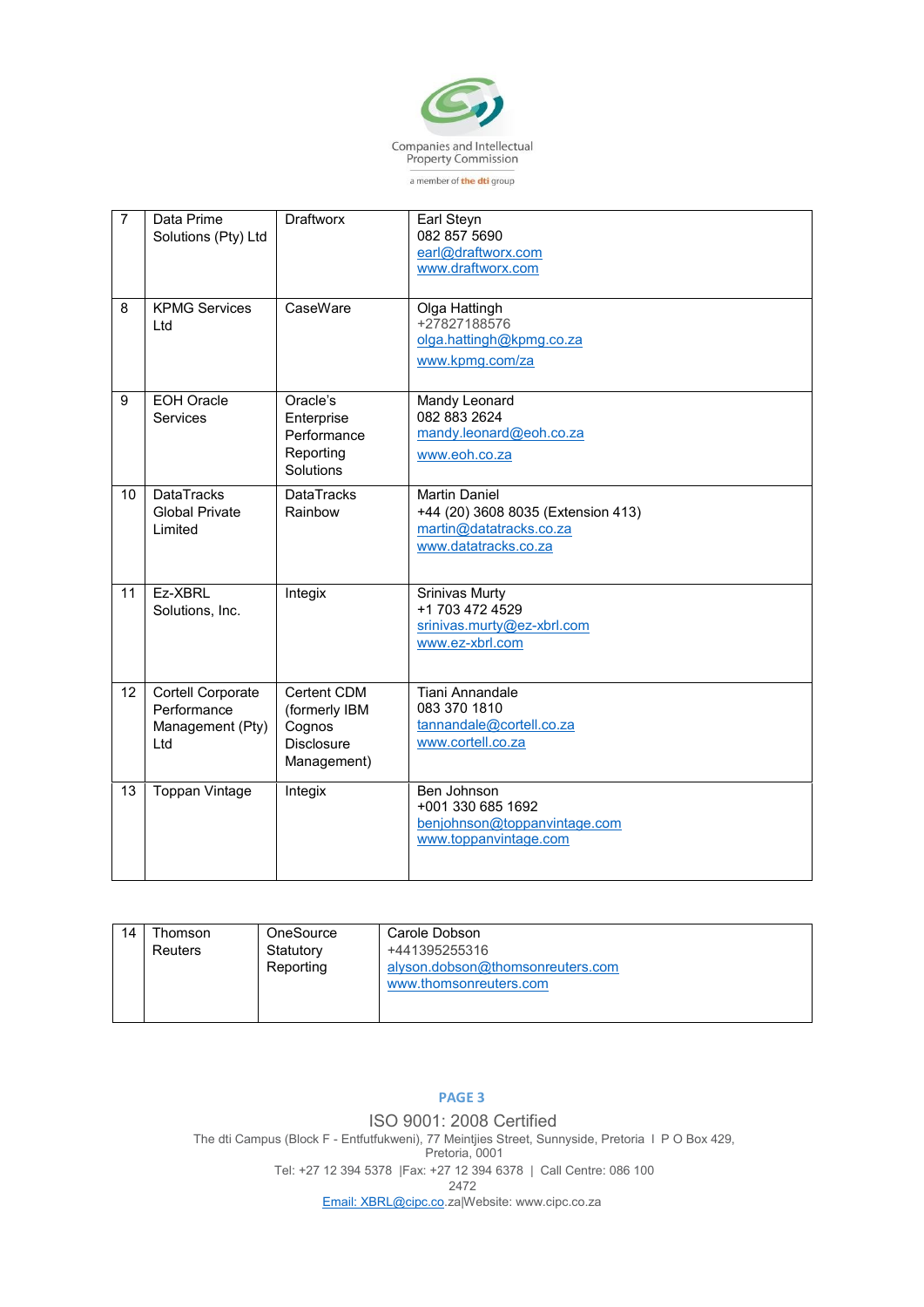| 7 | Data Prime Solutions (Pty) Ltd | Draftworx | Earl Steyn<br>082 857 5690<br>earl@draftworx.com<br>www.draftworx.com |
|---|---|---|---|
| 8 | KPMG Services Ltd | CaseWare | Olga Hattingh<br>+27827188576<br>olga.hattingh@kpmg.co.za<br>www.kpmg.com/za |
| 9 | EOH Oracle Services | Oracle's Enterprise Performance Reporting Solutions | Mandy Leonard<br>082 883 2624<br>mandy.leonard@eoh.co.za<br>www.eoh.co.za |
| 10 | DataTracks Global Private Limited | DataTracks Rainbow | Martin Daniel<br>+44 (20) 3608 8035 (Extension 413)<br>martin@datatracks.co.za<br>www.datatracks.co.za |
| 11 | Ez-XBRL Solutions, Inc. | Integix | Srinivas Murty<br>+1 703 472 4529<br>srinivas.murty@ez-xbrl.com<br>www.ez-xbrl.com |
| 12 | Cortell Corporate Performance Management (Pty) Ltd | Certent CDM (formerly IBM Cognos Disclosure Management) | Tiani Annandale<br>083 370 1810<br>tannandale@cortell.co.za<br>www.cortell.co.za |
| 13 | Toppan Vintage | Integix | Ben Johnson<br>+001 330 685 1692<br>benjohnson@toppanvintage.com<br>www.toppanvintage.com |
| 14 | Thomson Reuters | OneSource Statutory Reporting | Carole Dobson<br>+441395255316<br>alyson.dobson@thomsonreuters.com<br>www.thomsonreuters.com |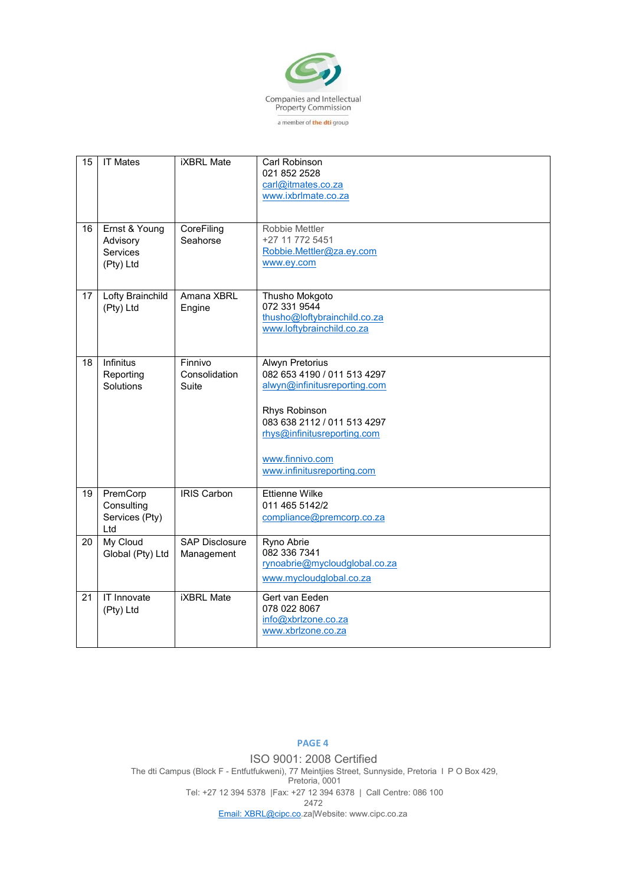| | | | |
|---|---|---|---|
| 15 | IT Mates | iXBRL Mate | Carl Robinson<br>021 852 2528<br>carl@itmates.co.za<br>www.ixbrlmate.co.za |
| 16 | Ernst & Young Advisory Services (Pty) Ltd | CoreFiling Seahorse | Robbie Mettler<br>+27 11 772 5451<br>Robbie.Mettler@za.ey.com<br>www.ey.com |
| 17 | Lofty Brainchild (Pty) Ltd | Amana XBRL Engine | Thusho Mokgoto<br>072 331 9544<br>thusho@loftybrainchild.co.za<br>www.loftybrainchild.co.za |
| 18 | Infinitus Reporting Solutions | Finnivo Consolidation Suite | Alwyn Pretorius<br>082 653 4190 / 011 513 4297<br>alwyn@infinitusreporting.com<br><br>Rhys Robinson<br>083 638 2112 / 011 513 4297<br>rhys@infinitusreporting.com<br><br>www.finnivo.com<br>www.infinitusreporting.com |
| 19 | PremCorp Consulting Services (Pty) Ltd | IRIS Carbon | Ettienne Wilke<br>011 465 5142/2<br>compliance@premcorp.co.za |
| 20 | My Cloud Global (Pty) Ltd | SAP Disclosure Management | Ryno Abrie<br>082 336 7341<br>rynoabrie@mycloudglobal.co.za<br>www.mycloudglobal.co.za |
| 21 | IT Innovate (Pty) Ltd | iXBRL Mate | Gert van Eeden<br>078 022 8067<br>info@xbrlzone.co.za<br>www.xbrlzone.co.za |